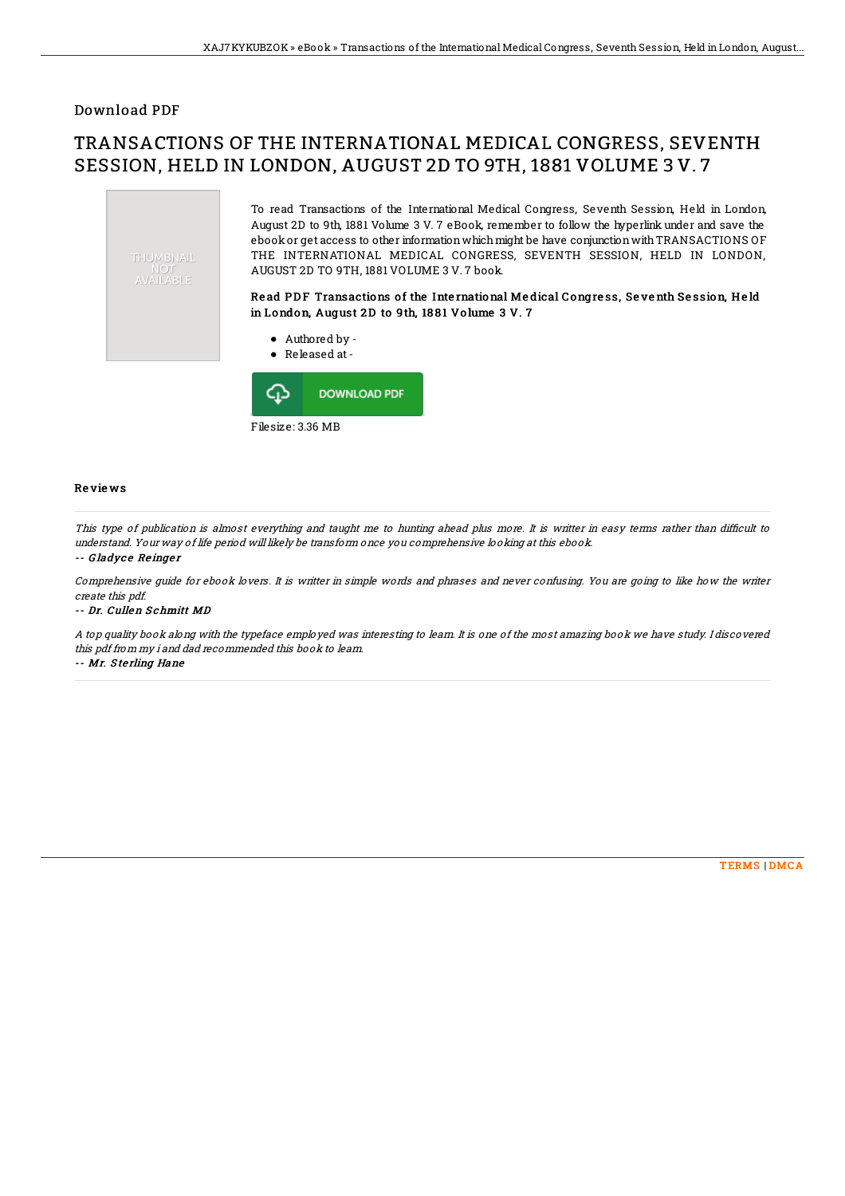Download PDF

# TRANSACTIONS OF THE INTERNATIONAL MEDICAL CONGRESS, SEVENTH SESSION, HELD IN LONDON, AUGUST 2D TO 9TH, 1881 VOLUME 3 V. 7

To read Transactions of the International Medical Congress, Seventh Session, Held in London, August 2D to 9th, 1881 Volume 3 V. 7 eBook, remember to follow the hyperlink under and save the ebook or get access to other information which might be have conjunction with TRANSACTIONS OF THE INTERNATIONAL MEDICAL CONGRESS, SEVENTH SESSION, HELD IN LONDON, AUGUST 2D TO 9TH, 1881 VOLUME 3 V. 7 book.

### Read PDF Transactions of the International Medical Congress, Seventh Session, Held in London, August 2D to 9th, 1881 Volume 3 V. 7

- Authored by -
- Released at -

DOWNLOAD PDF

Filesize: 3.36 MB

## Reviews

*This type of publication is almost everything and taught me to hunting ahead plus more. It is writter in easy terms rather than difficult to understand. Your way of life period will likely be transform once you comprehensive looking at this ebook.*

-- *Gladyce Reinger*

*Comprehensive guide for ebook lovers. It is writter in simple words and phrases and never confusing. You are going to like how the writer create this pdf.*

-- *Dr. Cullen Schmitt MD*

*A top quality book along with the typeface employed was interesting to learn. It is one of the most amazing book we have study. I discovered this pdf from my i and dad recommended this book to learn.*

-- *Mr. Sterling Hane*

TERMS | DMCA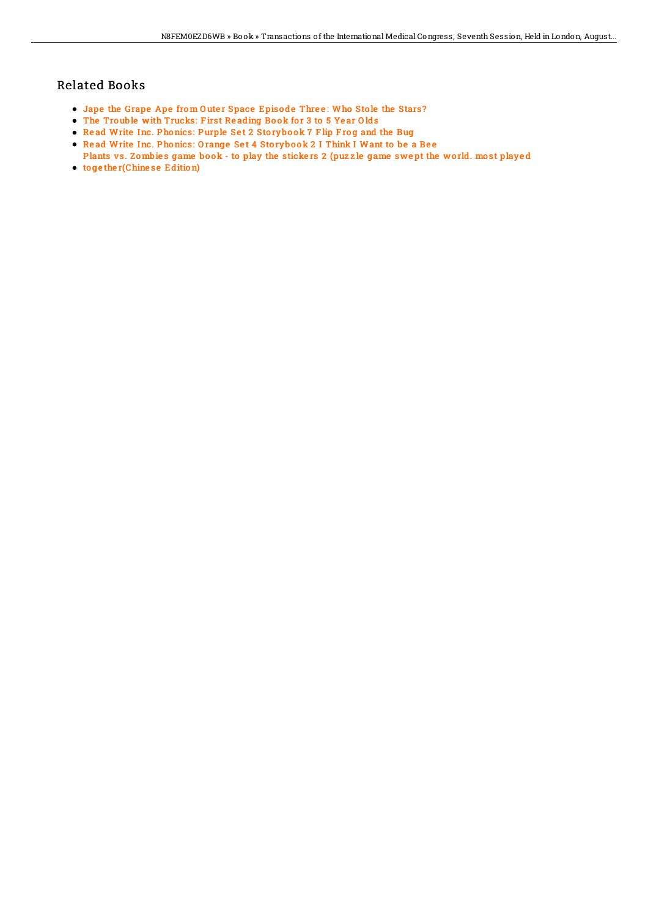## Related Books

- Jape the Grape Ape from Outer Space Episode Three: Who Stole the Stars?
- The Trouble with Trucks: First Reading Book for 3 to 5 Year Olds
- Read Write Inc. Phonics: Purple Set 2 Storybook 7 Flip Frog and the Bug
- Read Write Inc. Phonics: Orange Set 4 Storybook 2 I Think I Want to be a Bee
- Plants vs. Zombies game book - to play the stickers 2 (puzzle game swept the world. most played together(Chinese Edition)